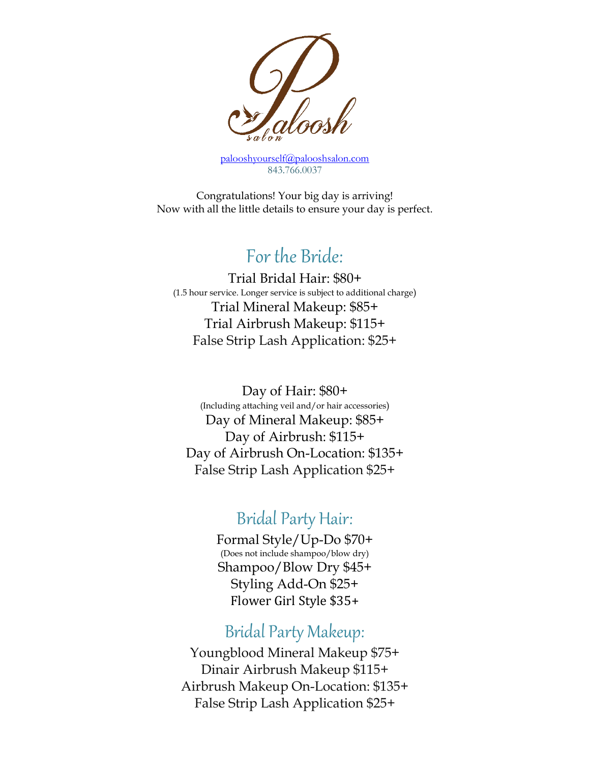Paloosh salon

[palooshyourself@palooshsalon.com](mailto:palooshyourself@palooshsalon.com)
843.766.0037

Congratulations! Your big day is arriving!
Now with all the little details to ensure your day is perfect.

## For the Bride:

Trial Bridal Hair: $80+
(1.5 hour service. Longer service is subject to additional charge)
Trial Mineral Makeup: $85+
Trial Airbrush Makeup: $115+
False Strip Lash Application: $25+

Day of Hair: $80+
(Including attaching veil and/or hair accessories)
Day of Mineral Makeup: $85+
Day of Airbrush: $115+
Day of Airbrush On-Location: $135+
False Strip Lash Application $25+

## Bridal Party Hair:

Formal Style/Up-Do $70+
(Does not include shampoo/blow dry)
Shampoo/Blow Dry $45+
Styling Add-On $25+
Flower Girl Style $35+

## Bridal Party Makeup:

Youngblood Mineral Makeup $75+
Dinair Airbrush Makeup $115+
Airbrush Makeup On-Location: $135+
False Strip Lash Application $25+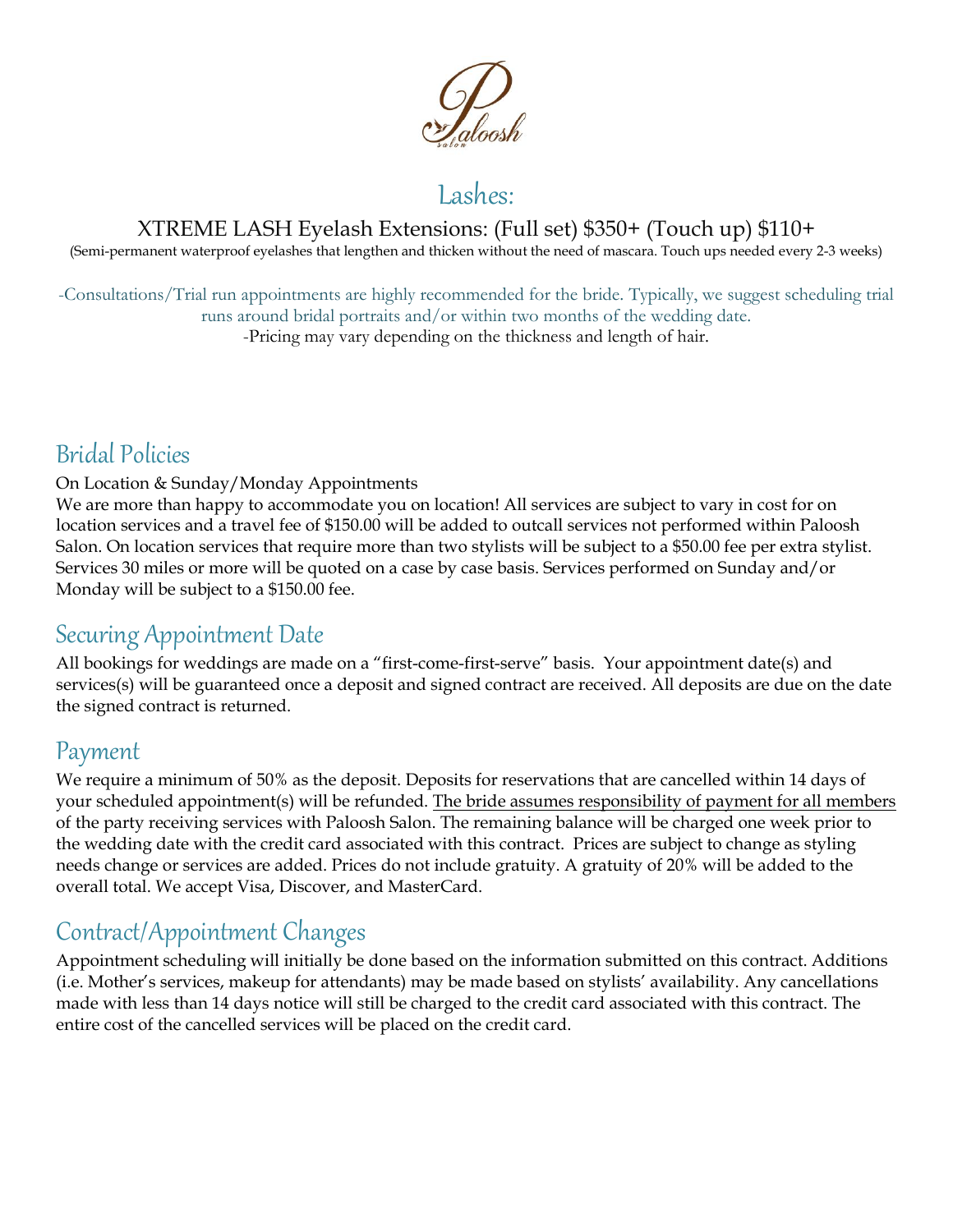Paloosh Salon

## Lashes:

XTREME LASH Eyelash Extensions: (Full set) $350+ (Touch up) $110+

(Semi-permanent waterproof eyelashes that lengthen and thicken without the need of mascara. Touch ups needed every 2-3 weeks)

-Consultations/Trial run appointments are highly recommended for the bride. Typically, we suggest scheduling trial runs around bridal portraits and/or within two months of the wedding date.

-Pricing may vary depending on the thickness and length of hair.

## Bridal Policies

On Location & Sunday/Monday Appointments

We are more than happy to accommodate you on location! All services are subject to vary in cost for on location services and a travel fee of $150.00 will be added to outcall services not performed within Paloosh Salon. On location services that require more than two stylists will be subject to a $50.00 fee per extra stylist. Services 30 miles or more will be quoted on a case by case basis. Services performed on Sunday and/or Monday will be subject to a $150.00 fee.

## Securing Appointment Date

All bookings for weddings are made on a "first-come-first-serve" basis. Your appointment date(s) and services(s) will be guaranteed once a deposit and signed contract are received. All deposits are due on the date the signed contract is returned.

## Payment

We require a minimum of 50% as the deposit. Deposits for reservations that are cancelled within 14 days of your scheduled appointment(s) will be refunded. The bride assumes responsibility of payment for all members of the party receiving services with Paloosh Salon. The remaining balance will be charged one week prior to the wedding date with the credit card associated with this contract. Prices are subject to change as styling needs change or services are added. Prices do not include gratuity. A gratuity of 20% will be added to the overall total. We accept Visa, Discover, and MasterCard.

## Contract/Appointment Changes

Appointment scheduling will initially be done based on the information submitted on this contract. Additions (i.e. Mother's services, makeup for attendants) may be made based on stylists' availability. Any cancellations made with less than 14 days notice will still be charged to the credit card associated with this contract. The entire cost of the cancelled services will be placed on the credit card.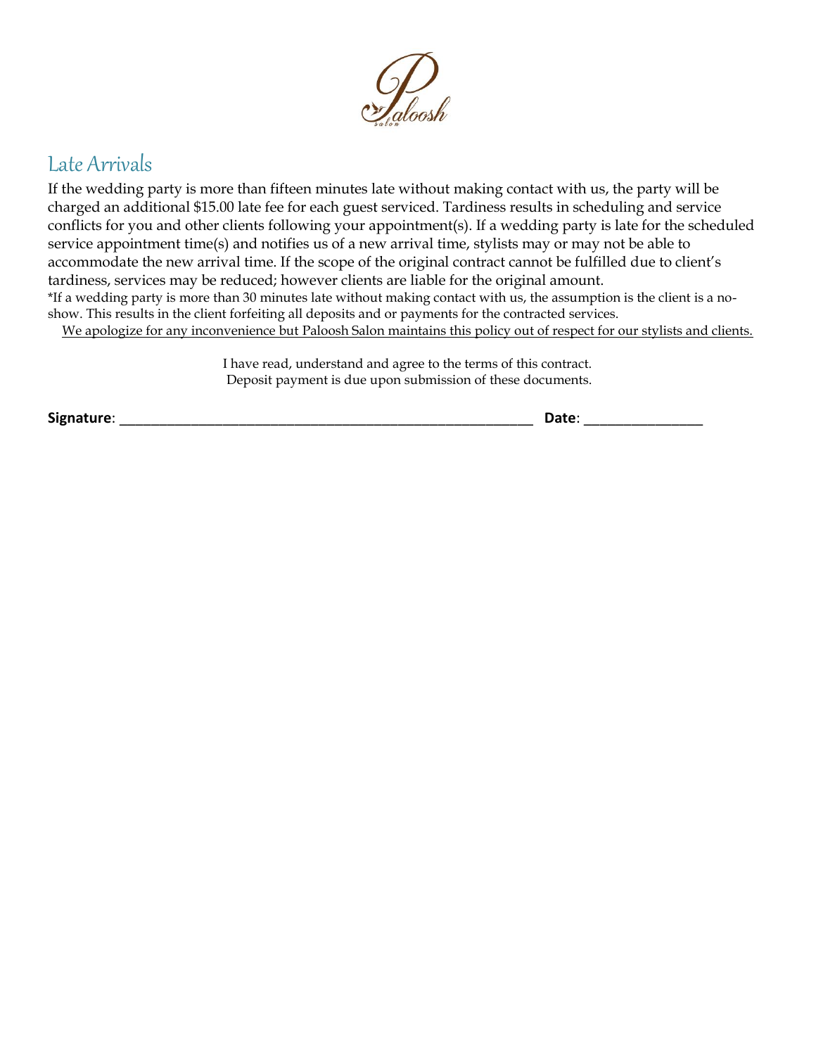## Late Arrivals

If the wedding party is more than fifteen minutes late without making contact with us, the party will be charged an additional $15.00 late fee for each guest serviced. Tardiness results in scheduling and service conflicts for you and other clients following your appointment(s). If a wedding party is late for the scheduled service appointment time(s) and notifies us of a new arrival time, stylists may or may not be able to accommodate the new arrival time. If the scope of the original contract cannot be fulfilled due to client's tardiness, services may be reduced; however clients are liable for the original amount.

*If a wedding party is more than 30 minutes late without making contact with us, the assumption is the client is a no-show. This results in the client forfeiting all deposits and or payments for the contracted services.

<u>We apologize for any inconvenience but Paloosh Salon maintains this policy out of respect for our stylists and clients.</u>

I have read, understand and agree to the terms of this contract.
Deposit payment is due upon submission of these documents.

**Signature**: ________________________________________________________ **Date**: _______________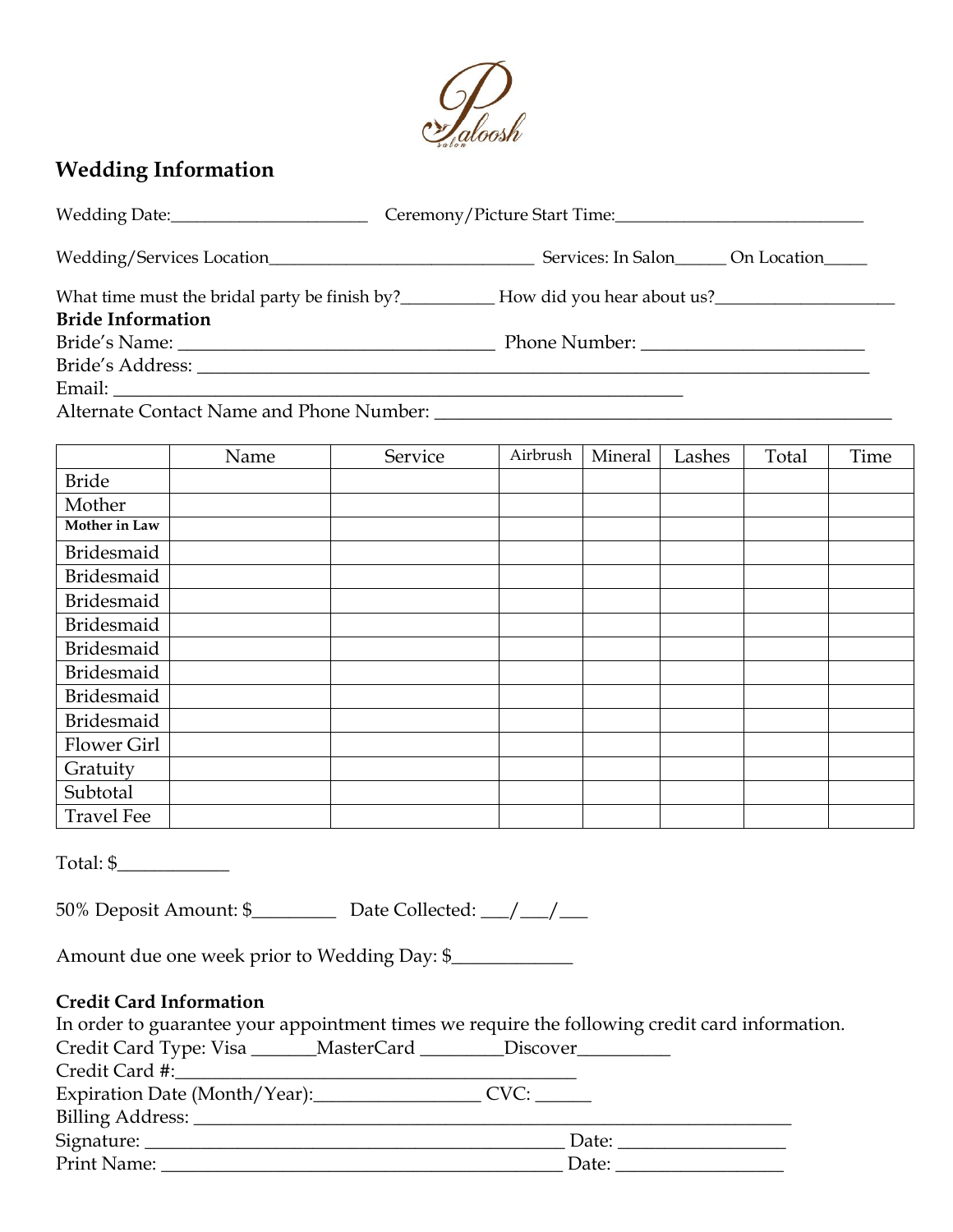## Wedding Information

Wedding Date:______________________ Ceremony/Picture Start Time:____________________________

Wedding/Services Location______________________________ Services: In Salon______ On Location_____

What time must the bridal party be finish by?__________ How did you hear about us?____________________

**Bride Information**

Bride's Name: ___________________________________ Phone Number: _________________________

Bride's Address: ____________________________________________________________________________

Email: ________________________________________________________________

Alternate Contact Name and Phone Number: ___________________________________________________

| | Name | Service | Airbrush | Mineral | Lashes | Total | Time |
|---|---|---|---|---|---|---|---|
| Bride | | | | | | | |
| Mother | | | | | | | |
| **Mother in Law** | | | | | | | |
| Bridesmaid | | | | | | | |
| Bridesmaid | | | | | | | |
| Bridesmaid | | | | | | | |
| Bridesmaid | | | | | | | |
| Bridesmaid | | | | | | | |
| Bridesmaid | | | | | | | |
| Bridesmaid | | | | | | | |
| Bridesmaid | | | | | | | |
| Flower Girl | | | | | | | |
| Gratuity | | | | | | | |
| Subtotal | | | | | | | |
| Travel Fee | | | | | | | |

Total: $____________

50% Deposit Amount: $_________ Date Collected: ___/___/___

Amount due one week prior to Wedding Day: $_____________

**Credit Card Information**

In order to guarantee your appointment times we require the following credit card information.

Credit Card Type: Visa _______MasterCard _________Discover__________

Credit Card #:____________________________________________

Expiration Date (Month/Year):_________________ CVC: ______

Billing Address: ____________________________________________________________________

Signature: _____________________________________________ Date: __________________

Print Name: ____________________________________________ Date: __________________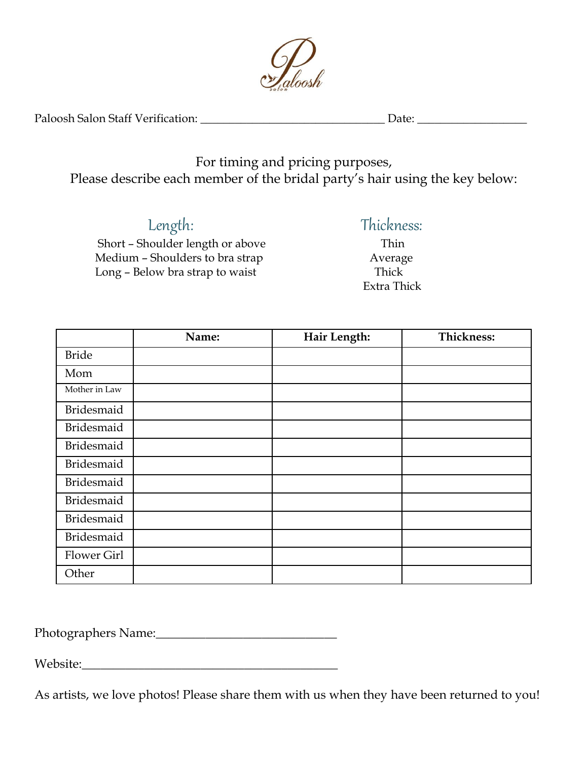Paloosh Salon Staff Verification: ______________________________ Date: _________________

For timing and pricing purposes,
Please describe each member of the bridal party's hair using the key below:

## Length:

Short – Shoulder length or above
Medium – Shoulders to bra strap
Long – Below bra strap to waist

## Thickness:

Thin
Average
Thick
Extra Thick

| | Name: | Hair Length: | Thickness: |
|---|---|---|---|
| Bride | | | |
| Mom | | | |
| Mother in Law | | | |
| Bridesmaid | | | |
| Bridesmaid | | | |
| Bridesmaid | | | |
| Bridesmaid | | | |
| Bridesmaid | | | |
| Bridesmaid | | | |
| Bridesmaid | | | |
| Bridesmaid | | | |
| Flower Girl | | | |
| Other | | | |

Photographers Name:____________________________

Website:_________________________________________

As artists, we love photos! Please share them with us when they have been returned to you!